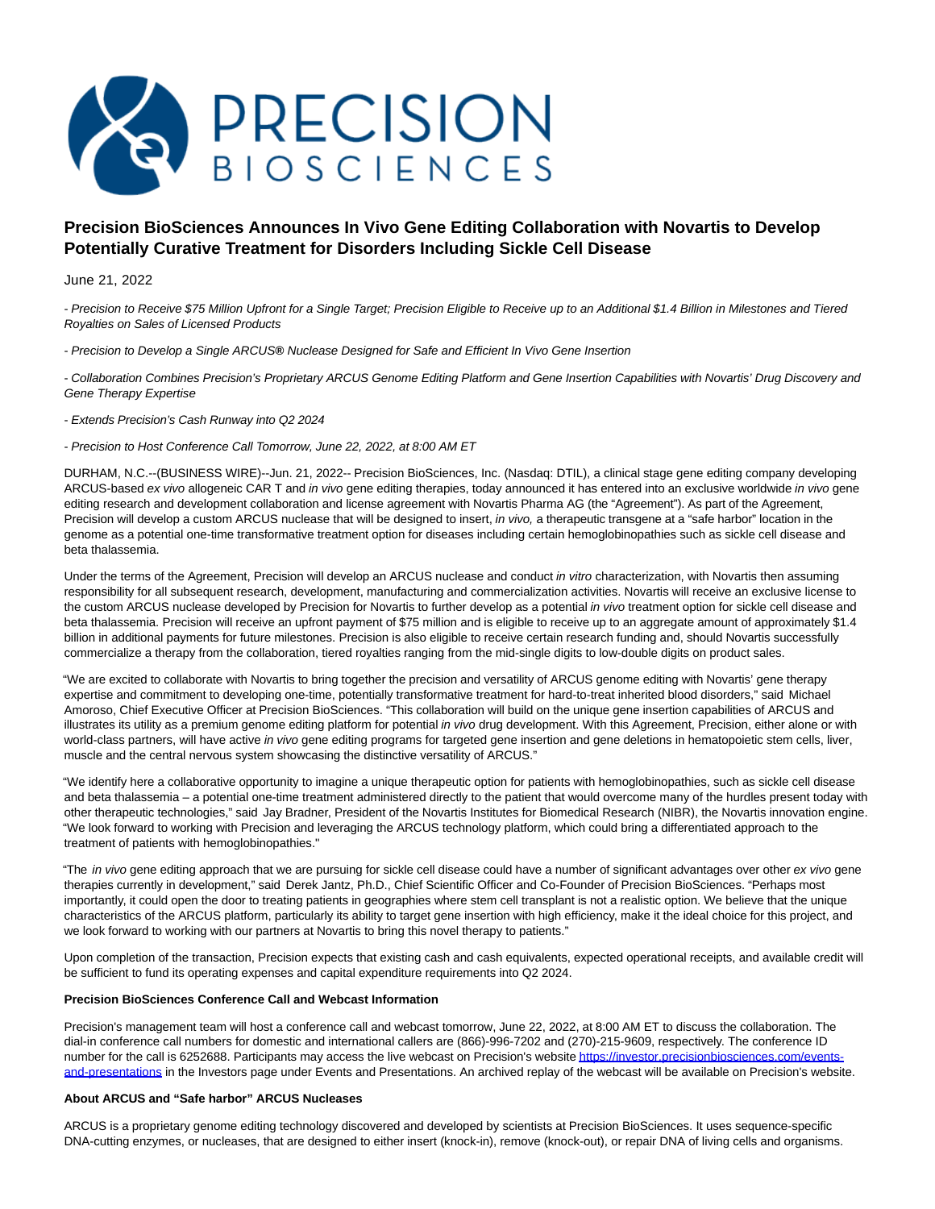# Precision BioSciences Announces In Vivo Gene Editing Collaboration with Novartis to Develop Potentially Curative Treatment for Disorders Including Sickle Cell Disease

June 21, 2022

*- Precision to Receive $75 Million Upfront for a Single Target; Precision Eligible to Receive up to an Additional $1.4 Billion in Milestones and Tiered Royalties on Sales of Licensed Products*

*- Precision to Develop a Single ARCUS® Nuclease Designed for Safe and Efficient In Vivo Gene Insertion*

*- Collaboration Combines Precision's Proprietary ARCUS Genome Editing Platform and Gene Insertion Capabilities with Novartis' Drug Discovery and Gene Therapy Expertise*

*- Extends Precision's Cash Runway into Q2 2024*

*- Precision to Host Conference Call Tomorrow, June 22, 2022, at 8:00 AM ET*

DURHAM, N.C.--(BUSINESS WIRE)--Jun. 21, 2022-- Precision BioSciences, Inc. (Nasdaq: DTIL), a clinical stage gene editing company developing ARCUS-based *ex vivo* allogeneic CAR T and *in vivo* gene editing therapies, today announced it has entered into an exclusive worldwide *in vivo* gene editing research and development collaboration and license agreement with Novartis Pharma AG (the "Agreement"). As part of the Agreement, Precision will develop a custom ARCUS nuclease that will be designed to insert, *in vivo,* a therapeutic transgene at a "safe harbor" location in the genome as a potential one-time transformative treatment option for diseases including certain hemoglobinopathies such as sickle cell disease and beta thalassemia.

Under the terms of the Agreement, Precision will develop an ARCUS nuclease and conduct *in vitro* characterization, with Novartis then assuming responsibility for all subsequent research, development, manufacturing and commercialization activities. Novartis will receive an exclusive license to the custom ARCUS nuclease developed by Precision for Novartis to further develop as a potential *in vivo* treatment option for sickle cell disease and beta thalassemia. Precision will receive an upfront payment of $75 million and is eligible to receive up to an aggregate amount of approximately $1.4 billion in additional payments for future milestones. Precision is also eligible to receive certain research funding and, should Novartis successfully commercialize a therapy from the collaboration, tiered royalties ranging from the mid-single digits to low-double digits on product sales.

"We are excited to collaborate with Novartis to bring together the precision and versatility of ARCUS genome editing with Novartis' gene therapy expertise and commitment to developing one-time, potentially transformative treatment for hard-to-treat inherited blood disorders," said Michael Amoroso, Chief Executive Officer at Precision BioSciences. "This collaboration will build on the unique gene insertion capabilities of ARCUS and illustrates its utility as a premium genome editing platform for potential *in vivo* drug development. With this Agreement, Precision, either alone or with world-class partners, will have active *in vivo* gene editing programs for targeted gene insertion and gene deletions in hematopoietic stem cells, liver, muscle and the central nervous system showcasing the distinctive versatility of ARCUS."

"We identify here a collaborative opportunity to imagine a unique therapeutic option for patients with hemoglobinopathies, such as sickle cell disease and beta thalassemia – a potential one-time treatment administered directly to the patient that would overcome many of the hurdles present today with other therapeutic technologies," said Jay Bradner, President of the Novartis Institutes for Biomedical Research (NIBR), the Novartis innovation engine. "We look forward to working with Precision and leveraging the ARCUS technology platform, which could bring a differentiated approach to the treatment of patients with hemoglobinopathies."

"The *in vivo* gene editing approach that we are pursuing for sickle cell disease could have a number of significant advantages over other *ex vivo* gene therapies currently in development," said Derek Jantz, Ph.D., Chief Scientific Officer and Co-Founder of Precision BioSciences. "Perhaps most importantly, it could open the door to treating patients in geographies where stem cell transplant is not a realistic option. We believe that the unique characteristics of the ARCUS platform, particularly its ability to target gene insertion with high efficiency, make it the ideal choice for this project, and we look forward to working with our partners at Novartis to bring this novel therapy to patients."

Upon completion of the transaction, Precision expects that existing cash and cash equivalents, expected operational receipts, and available credit will be sufficient to fund its operating expenses and capital expenditure requirements into Q2 2024.

**Precision BioSciences Conference Call and Webcast Information**

Precision's management team will host a conference call and webcast tomorrow, June 22, 2022, at 8:00 AM ET to discuss the collaboration. The dial-in conference call numbers for domestic and international callers are (866)-996-7202 and (270)-215-9609, respectively. The conference ID number for the call is 6252688. Participants may access the live webcast on Precision's website [https://investor.precisionbiosciences.com/events-and-presentations](https://investor.precisionbiosciences.com/events-and-presentations) in the Investors page under Events and Presentations. An archived replay of the webcast will be available on Precision's website.

**About ARCUS and "Safe harbor" ARCUS Nucleases**

ARCUS is a proprietary genome editing technology discovered and developed by scientists at Precision BioSciences. It uses sequence-specific DNA-cutting enzymes, or nucleases, that are designed to either insert (knock-in), remove (knock-out), or repair DNA of living cells and organisms.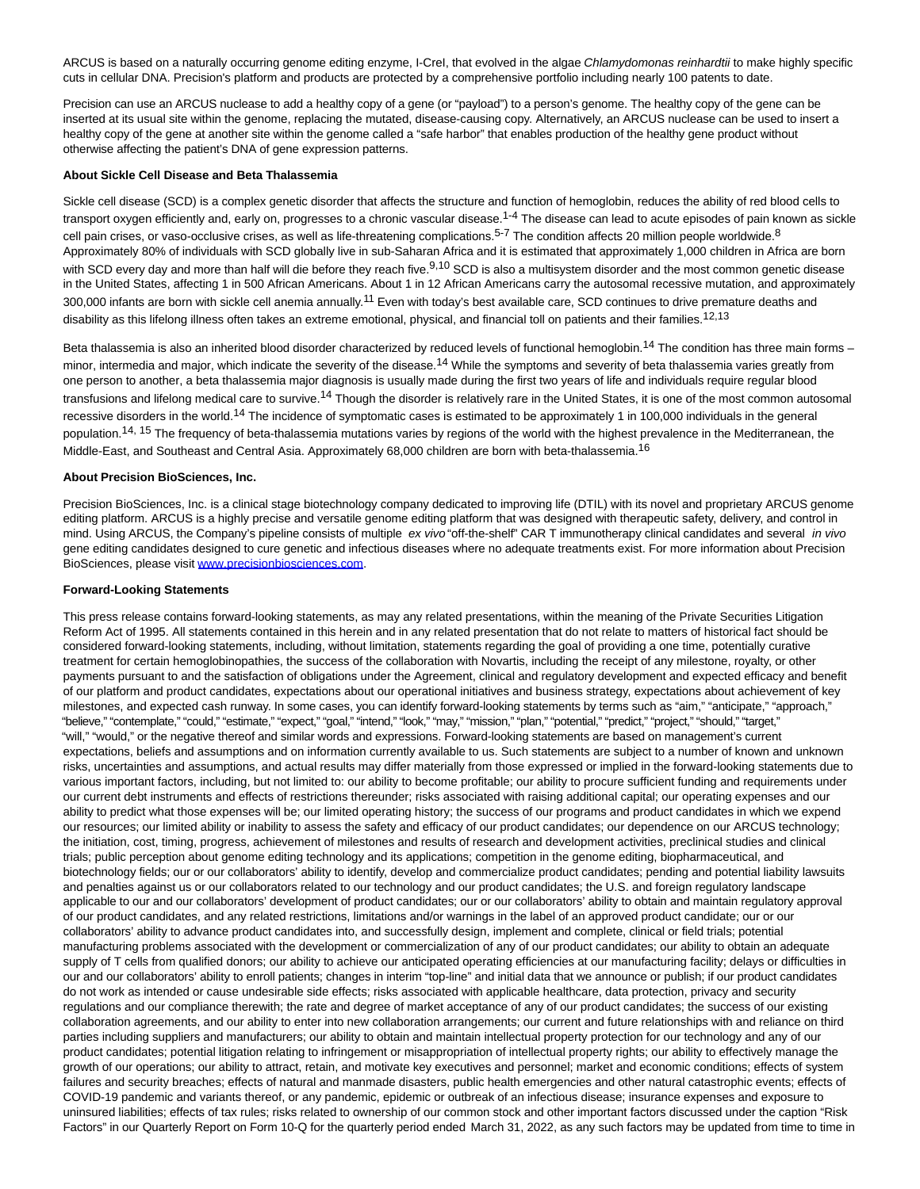ARCUS is based on a naturally occurring genome editing enzyme, I-CreI, that evolved in the algae *Chlamydomonas reinhardtii* to make highly specific cuts in cellular DNA. Precision's platform and products are protected by a comprehensive portfolio including nearly 100 patents to date.

Precision can use an ARCUS nuclease to add a healthy copy of a gene (or "payload") to a person's genome. The healthy copy of the gene can be inserted at its usual site within the genome, replacing the mutated, disease-causing copy. Alternatively, an ARCUS nuclease can be used to insert a healthy copy of the gene at another site within the genome called a "safe harbor" that enables production of the healthy gene product without otherwise affecting the patient's DNA of gene expression patterns.

**About Sickle Cell Disease and Beta Thalassemia**

Sickle cell disease (SCD) is a complex genetic disorder that affects the structure and function of hemoglobin, reduces the ability of red blood cells to transport oxygen efficiently and, early on, progresses to a chronic vascular disease.[1-4] The disease can lead to acute episodes of pain known as sickle cell pain crises, or vaso-occlusive crises, as well as life-threatening complications.[5-7] The condition affects 20 million people worldwide.[8] Approximately 80% of individuals with SCD globally live in sub-Saharan Africa and it is estimated that approximately 1,000 children in Africa are born with SCD every day and more than half will die before they reach five.[9,10] SCD is also a multisystem disorder and the most common genetic disease in the United States, affecting 1 in 500 African Americans. About 1 in 12 African Americans carry the autosomal recessive mutation, and approximately 300,000 infants are born with sickle cell anemia annually.[11] Even with today's best available care, SCD continues to drive premature deaths and disability as this lifelong illness often takes an extreme emotional, physical, and financial toll on patients and their families.[12,13]

Beta thalassemia is also an inherited blood disorder characterized by reduced levels of functional hemoglobin.[14] The condition has three main forms – minor, intermedia and major, which indicate the severity of the disease.[14] While the symptoms and severity of beta thalassemia varies greatly from one person to another, a beta thalassemia major diagnosis is usually made during the first two years of life and individuals require regular blood transfusions and lifelong medical care to survive.[14] Though the disorder is relatively rare in the United States, it is one of the most common autosomal recessive disorders in the world.[14] The incidence of symptomatic cases is estimated to be approximately 1 in 100,000 individuals in the general population.[14, 15] The frequency of beta-thalassemia mutations varies by regions of the world with the highest prevalence in the Mediterranean, the Middle-East, and Southeast and Central Asia. Approximately 68,000 children are born with beta-thalassemia.[16]

**About Precision BioSciences, Inc.**

Precision BioSciences, Inc. is a clinical stage biotechnology company dedicated to improving life (DTIL) with its novel and proprietary ARCUS genome editing platform. ARCUS is a highly precise and versatile genome editing platform that was designed with therapeutic safety, delivery, and control in mind. Using ARCUS, the Company's pipeline consists of multiple *ex vivo* "off-the-shelf" CAR T immunotherapy clinical candidates and several *in vivo* gene editing candidates designed to cure genetic and infectious diseases where no adequate treatments exist. For more information about Precision BioSciences, please visit [www.precisionbiosciences.com](http://www.precisionbiosciences.com).

**Forward-Looking Statements**

This press release contains forward-looking statements, as may any related presentations, within the meaning of the Private Securities Litigation Reform Act of 1995. All statements contained in this herein and in any related presentation that do not relate to matters of historical fact should be considered forward-looking statements, including, without limitation, statements regarding the goal of providing a one time, potentially curative treatment for certain hemoglobinopathies, the success of the collaboration with Novartis, including the receipt of any milestone, royalty, or other payments pursuant to and the satisfaction of obligations under the Agreement, clinical and regulatory development and expected efficacy and benefit of our platform and product candidates, expectations about our operational initiatives and business strategy, expectations about achievement of key milestones, and expected cash runway. In some cases, you can identify forward-looking statements by terms such as "aim," "anticipate," "approach," "believe," "contemplate," "could," "estimate," "expect," "goal," "intend," "look," "may," "mission," "plan," "potential," "predict," "project," "should," "target," "will," "would," or the negative thereof and similar words and expressions. Forward-looking statements are based on management's current expectations, beliefs and assumptions and on information currently available to us. Such statements are subject to a number of known and unknown risks, uncertainties and assumptions, and actual results may differ materially from those expressed or implied in the forward-looking statements due to various important factors, including, but not limited to: our ability to become profitable; our ability to procure sufficient funding and requirements under our current debt instruments and effects of restrictions thereunder; risks associated with raising additional capital; our operating expenses and our ability to predict what those expenses will be; our limited operating history; the success of our programs and product candidates in which we expend our resources; our limited ability or inability to assess the safety and efficacy of our product candidates; our dependence on our ARCUS technology; the initiation, cost, timing, progress, achievement of milestones and results of research and development activities, preclinical studies and clinical trials; public perception about genome editing technology and its applications; competition in the genome editing, biopharmaceutical, and biotechnology fields; our or our collaborators' ability to identify, develop and commercialize product candidates; pending and potential liability lawsuits and penalties against us or our collaborators related to our technology and our product candidates; the U.S. and foreign regulatory landscape applicable to our and our collaborators' development of product candidates; our or our collaborators' ability to obtain and maintain regulatory approval of our product candidates, and any related restrictions, limitations and/or warnings in the label of an approved product candidate; our or our collaborators' ability to advance product candidates into, and successfully design, implement and complete, clinical or field trials; potential manufacturing problems associated with the development or commercialization of any of our product candidates; our ability to obtain an adequate supply of T cells from qualified donors; our ability to achieve our anticipated operating efficiencies at our manufacturing facility; delays or difficulties in our and our collaborators' ability to enroll patients; changes in interim "top-line" and initial data that we announce or publish; if our product candidates do not work as intended or cause undesirable side effects; risks associated with applicable healthcare, data protection, privacy and security regulations and our compliance therewith; the rate and degree of market acceptance of any of our product candidates; the success of our existing collaboration agreements, and our ability to enter into new collaboration arrangements; our current and future relationships with and reliance on third parties including suppliers and manufacturers; our ability to obtain and maintain intellectual property protection for our technology and any of our product candidates; potential litigation relating to infringement or misappropriation of intellectual property rights; our ability to effectively manage the growth of our operations; our ability to attract, retain, and motivate key executives and personnel; market and economic conditions; effects of system failures and security breaches; effects of natural and manmade disasters, public health emergencies and other natural catastrophic events; effects of COVID-19 pandemic and variants thereof, or any pandemic, epidemic or outbreak of an infectious disease; insurance expenses and exposure to uninsured liabilities; effects of tax rules; risks related to ownership of our common stock and other important factors discussed under the caption "Risk Factors" in our Quarterly Report on Form 10-Q for the quarterly period ended March 31, 2022, as any such factors may be updated from time to time in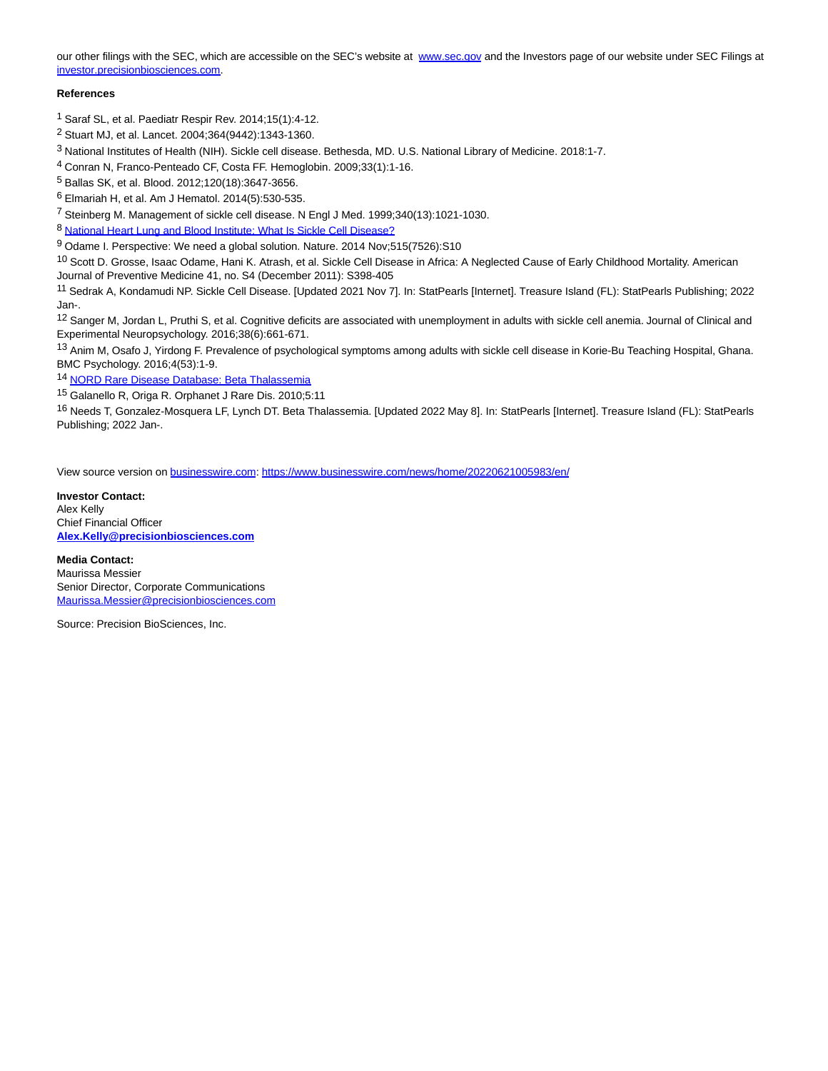our other filings with the SEC, which are accessible on the SEC's website at [www.sec.gov](http://www.sec.gov) and the Investors page of our website under SEC Filings at [investor.precisionbiosciences.com](http://investor.precisionbiosciences.com).

**References**

[1] Saraf SL, et al. Paediatr Respir Rev. 2014;15(1):4-12.

[2] Stuart MJ, et al. Lancet. 2004;364(9442):1343-1360.

[3] National Institutes of Health (NIH). Sickle cell disease. Bethesda, MD. U.S. National Library of Medicine. 2018:1-7.

[4] Conran N, Franco-Penteado CF, Costa FF. Hemoglobin. 2009;33(1):1-16.

[5] Ballas SK, et al. Blood. 2012;120(18):3647-3656.

[6] Elmariah H, et al. Am J Hematol. 2014(5):530-535.

[7] Steinberg M. Management of sickle cell disease. N Engl J Med. 1999;340(13):1021-1030.

[8] National Heart Lung and Blood Institute: What Is Sickle Cell Disease?

[9] Odame I. Perspective: We need a global solution. Nature. 2014 Nov;515(7526):S10

[10] Scott D. Grosse, Isaac Odame, Hani K. Atrash, et al. Sickle Cell Disease in Africa: A Neglected Cause of Early Childhood Mortality. American Journal of Preventive Medicine 41, no. S4 (December 2011): S398-405

[11] Sedrak A, Kondamudi NP. Sickle Cell Disease. [Updated 2021 Nov 7]. In: StatPearls [Internet]. Treasure Island (FL): StatPearls Publishing; 2022 Jan-.

[12] Sanger M, Jordan L, Pruthi S, et al. Cognitive deficits are associated with unemployment in adults with sickle cell anemia. Journal of Clinical and Experimental Neuropsychology. 2016;38(6):661-671.

[13] Anim M, Osafo J, Yirdong F. Prevalence of psychological symptoms among adults with sickle cell disease in Korie-Bu Teaching Hospital, Ghana. BMC Psychology. 2016;4(53):1-9.

[14] NORD Rare Disease Database: Beta Thalassemia

[15] Galanello R, Origa R. Orphanet J Rare Dis. 2010;5:11

[16] Needs T, Gonzalez-Mosquera LF, Lynch DT. Beta Thalassemia. [Updated 2022 May 8]. In: StatPearls [Internet]. Treasure Island (FL): StatPearls Publishing; 2022 Jan-.

View source version on [businesswire.com](http://businesswire.com): [https://www.businesswire.com/news/home/20220621005983/en/](https://www.businesswire.com/news/home/20220621005983/en/)

**Investor Contact:**
Alex Kelly
Chief Financial Officer
**[Alex.Kelly@precisionbiosciences.com](mailto:Alex.Kelly@precisionbiosciences.com)**

**Media Contact:**
Maurissa Messier
Senior Director, Corporate Communications
[Maurissa.Messier@precisionbiosciences.com](mailto:Maurissa.Messier@precisionbiosciences.com)

Source: Precision BioSciences, Inc.